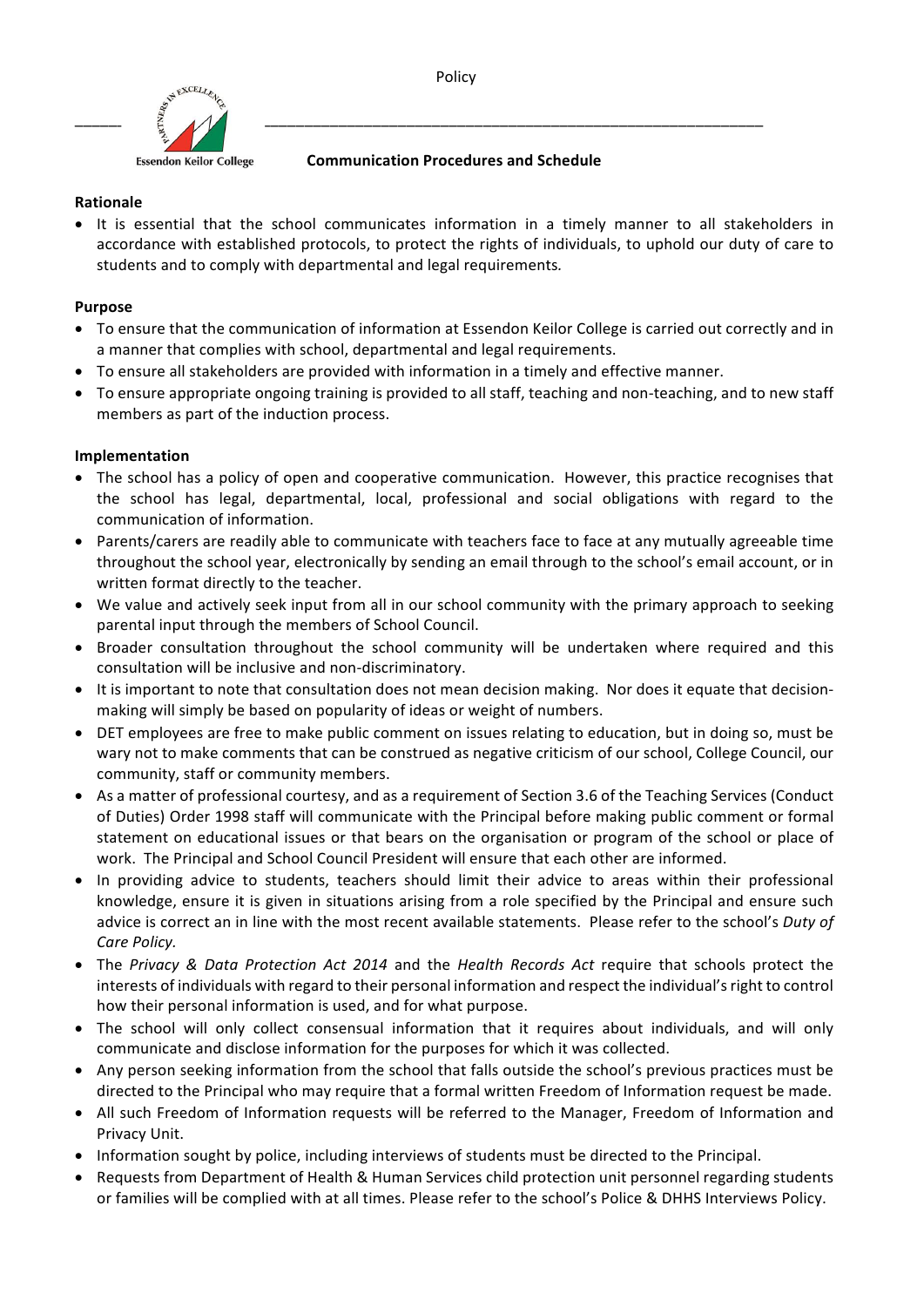Policy

Essendon Keilor College

# Communication Procedures and Schedule

**Rationale**

- It is essential that the school communicates information in a timely manner to all stakeholders in accordance with established protocols, to protect the rights of individuals, to uphold our duty of care to students and to comply with departmental and legal requirements.

**Purpose**

- To ensure that the communication of information at Essendon Keilor College is carried out correctly and in a manner that complies with school, departmental and legal requirements.
- To ensure all stakeholders are provided with information in a timely and effective manner.
- To ensure appropriate ongoing training is provided to all staff, teaching and non-teaching, and to new staff members as part of the induction process.

**Implementation**

- The school has a policy of open and cooperative communication. However, this practice recognises that the school has legal, departmental, local, professional and social obligations with regard to the communication of information.
- Parents/carers are readily able to communicate with teachers face to face at any mutually agreeable time throughout the school year, electronically by sending an email through to the school's email account, or in written format directly to the teacher.
- We value and actively seek input from all in our school community with the primary approach to seeking parental input through the members of School Council.
- Broader consultation throughout the school community will be undertaken where required and this consultation will be inclusive and non-discriminatory.
- It is important to note that consultation does not mean decision making. Nor does it equate that decision-making will simply be based on popularity of ideas or weight of numbers.
- DET employees are free to make public comment on issues relating to education, but in doing so, must be wary not to make comments that can be construed as negative criticism of our school, College Council, our community, staff or community members.
- As a matter of professional courtesy, and as a requirement of Section 3.6 of the Teaching Services (Conduct of Duties) Order 1998 staff will communicate with the Principal before making public comment or formal statement on educational issues or that bears on the organisation or program of the school or place of work. The Principal and School Council President will ensure that each other are informed.
- In providing advice to students, teachers should limit their advice to areas within their professional knowledge, ensure it is given in situations arising from a role specified by the Principal and ensure such advice is correct an in line with the most recent available statements. Please refer to the school's *Duty of Care Policy.*
- The *Privacy & Data Protection Act 2014* and the *Health Records Act* require that schools protect the interests of individuals with regard to their personal information and respect the individual's right to control how their personal information is used, and for what purpose.
- The school will only collect consensual information that it requires about individuals, and will only communicate and disclose information for the purposes for which it was collected.
- Any person seeking information from the school that falls outside the school's previous practices must be directed to the Principal who may require that a formal written Freedom of Information request be made.
- All such Freedom of Information requests will be referred to the Manager, Freedom of Information and Privacy Unit.
- Information sought by police, including interviews of students must be directed to the Principal.
- Requests from Department of Health & Human Services child protection unit personnel regarding students or families will be complied with at all times. Please refer to the school's Police & DHHS Interviews Policy.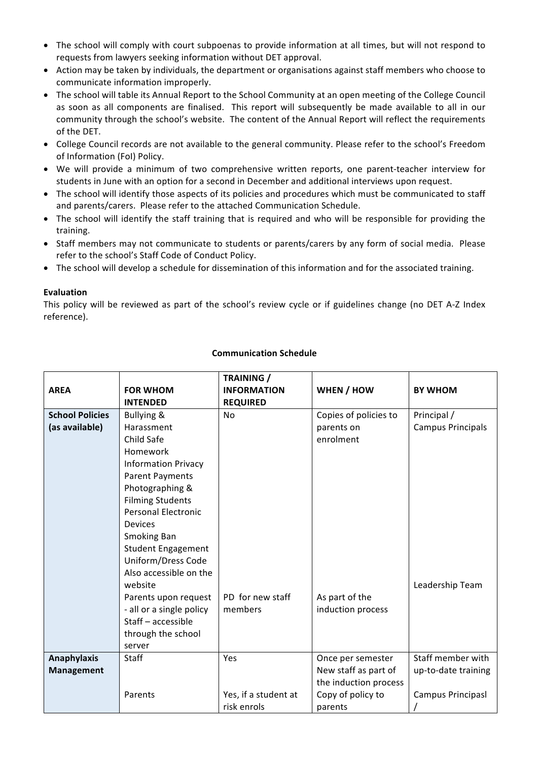- The school will comply with court subpoenas to provide information at all times, but will not respond to requests from lawyers seeking information without DET approval.
- Action may be taken by individuals, the department or organisations against staff members who choose to communicate information improperly.
- The school will table its Annual Report to the School Community at an open meeting of the College Council as soon as all components are finalised. This report will subsequently be made available to all in our community through the school's website. The content of the Annual Report will reflect the requirements of the DET.
- College Council records are not available to the general community. Please refer to the school's Freedom of Information (FoI) Policy.
- We will provide a minimum of two comprehensive written reports, one parent-teacher interview for students in June with an option for a second in December and additional interviews upon request.
- The school will identify those aspects of its policies and procedures which must be communicated to staff and parents/carers. Please refer to the attached Communication Schedule.
- The school will identify the staff training that is required and who will be responsible for providing the training.
- Staff members may not communicate to students or parents/carers by any form of social media. Please refer to the school's Staff Code of Conduct Policy.
- The school will develop a schedule for dissemination of this information and for the associated training.

**Evaluation**

This policy will be reviewed as part of the school's review cycle or if guidelines change (no DET A-Z Index reference).

**Communication Schedule**

| AREA | FOR WHOM INTENDED | TRAINING / INFORMATION REQUIRED | WHEN / HOW | BY WHOM |
|---|---|---|---|---|
| **School Policies (as available)** | Bullying & Harassment<br>Child Safe<br>Homework<br>Information Privacy<br>Parent Payments<br>Photographing & Filming Students<br>Personal Electronic Devices<br>Smoking Ban<br>Student Engagement<br>Uniform/Dress Code<br>Also accessible on the website | No | Copies of policies to parents on enrolment | Principal / Campus Principals |
| | Parents upon request - all or a single policy<br>Staff – accessible through the school server | PD for new staff members | As part of the induction process | Leadership Team |
| **Anaphylaxis Management** | Staff | Yes | Once per semester<br>New staff as part of the induction process | Staff member with up-to-date training |
| | Parents | Yes, if a student at risk enrols | Copy of policy to parents | Campus Principasl / |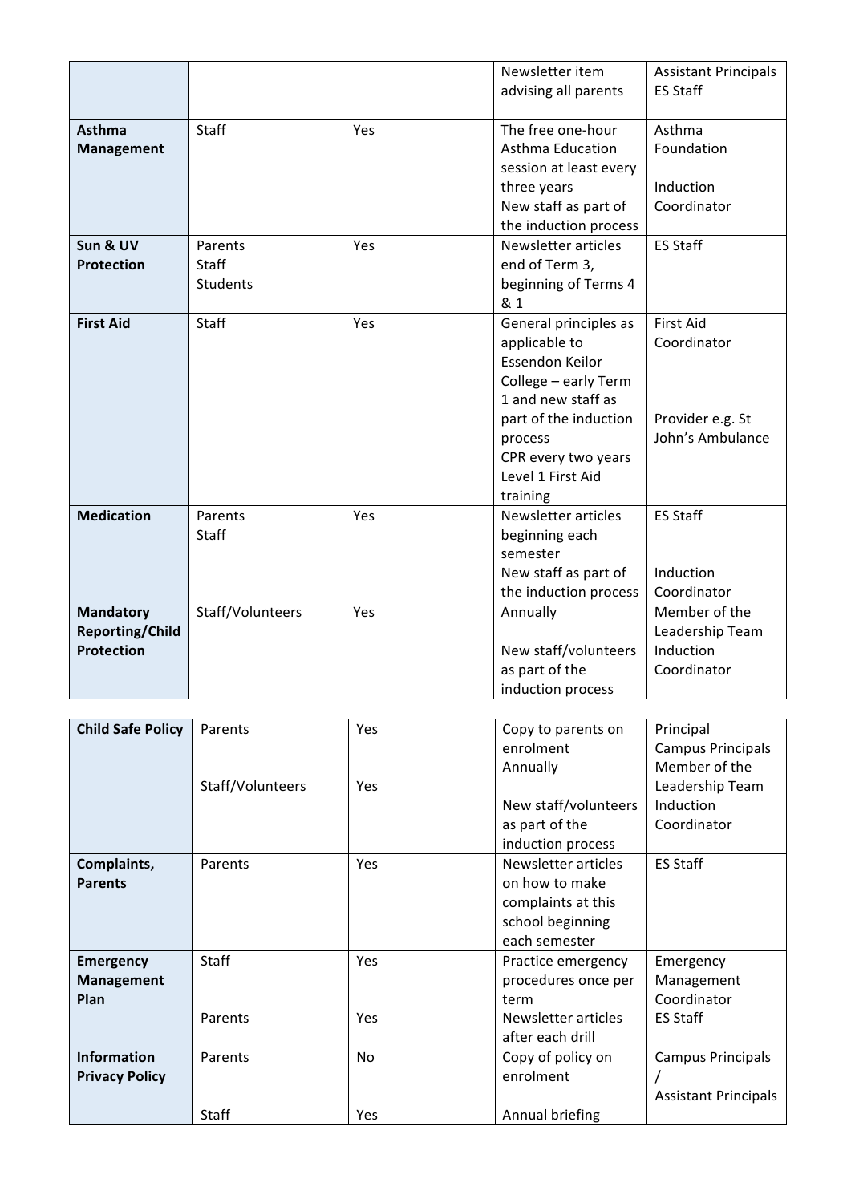| | | | | |
|---|---|---|---|---|
| | | | Newsletter item advising all parents | Assistant Principals<br>ES Staff |
| **Asthma Management** | Staff | Yes | The free one-hour Asthma Education session at least every three years<br>New staff as part of the induction process | Asthma Foundation<br><br>Induction Coordinator |
| **Sun & UV Protection** | Parents<br>Staff<br>Students | Yes | Newsletter articles end of Term 3, beginning of Terms 4 & 1 | ES Staff |
| **First Aid** | Staff | Yes | General principles as applicable to Essendon Keilor College – early Term 1 and new staff as part of the induction process<br>CPR every two years<br>Level 1 First Aid training | First Aid Coordinator<br><br><br>Provider e.g. St John's Ambulance |
| **Medication** | Parents<br>Staff | Yes | Newsletter articles beginning each semester<br>New staff as part of the induction process | ES Staff<br><br>Induction Coordinator |
| **Mandatory Reporting/Child Protection** | Staff/Volunteers | Yes | Annually<br><br>New staff/volunteers as part of the induction process | Member of the Leadership Team<br>Induction Coordinator |
| **Child Safe Policy** | Parents<br><br><br>Staff/Volunteers | Yes<br><br><br>Yes | Copy to parents on enrolment<br>Annually<br><br>New staff/volunteers as part of the induction process | Principal<br>Campus Principals<br>Member of the Leadership Team<br>Induction Coordinator |
| **Complaints, Parents** | Parents | Yes | Newsletter articles on how to make complaints at this school beginning each semester | ES Staff |
| **Emergency Management Plan** | Staff<br><br><br>Parents | Yes<br><br><br>Yes | Practice emergency procedures once per term<br>Newsletter articles after each drill | Emergency Management Coordinator<br>ES Staff |
| **Information Privacy Policy** | Parents<br><br><br>Staff | No<br><br><br>Yes | Copy of policy on enrolment<br><br>Annual briefing | Campus Principals /<br>Assistant Principals |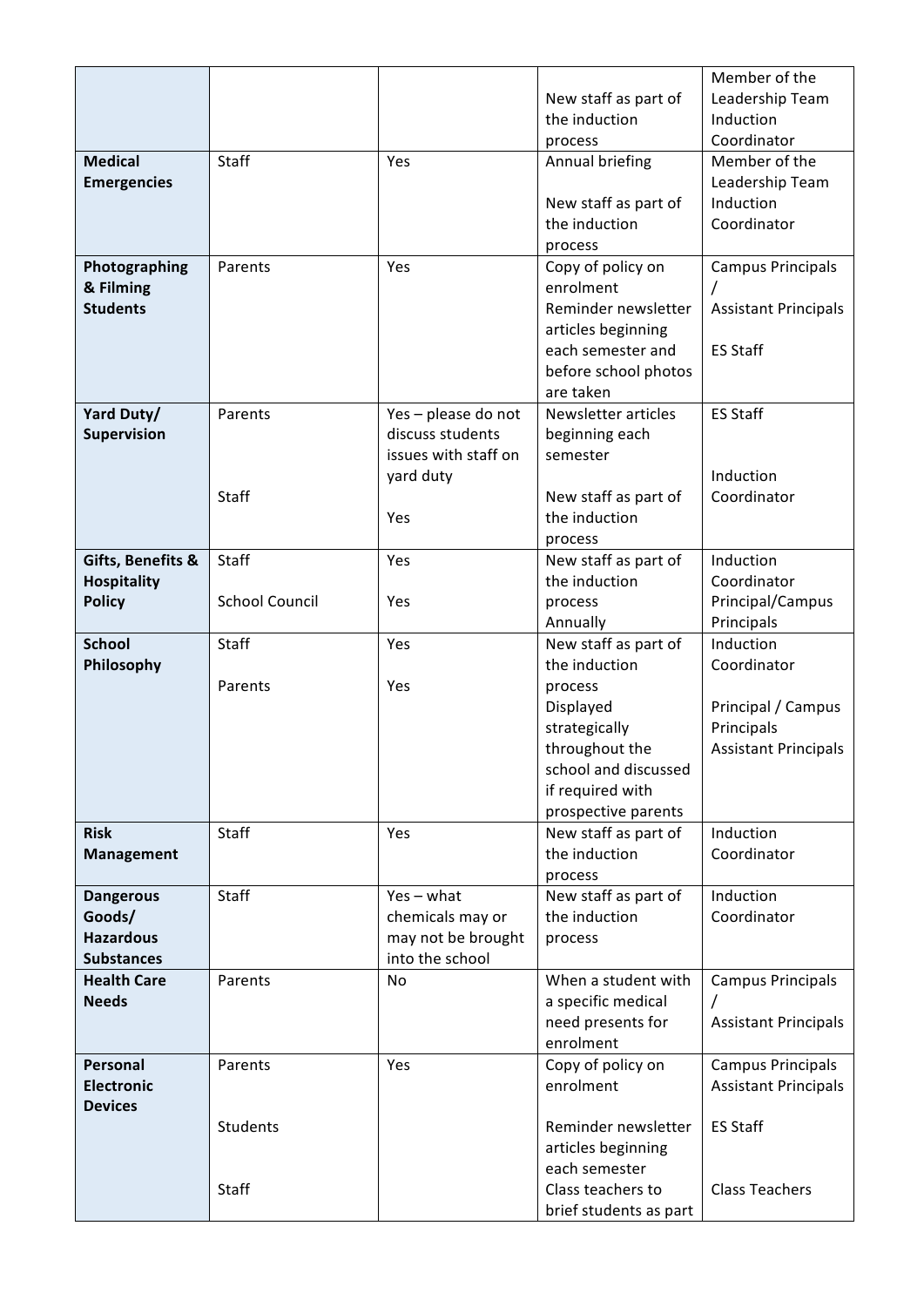| | | | | |
|---|---|---|---|---|
| | | | New staff as part of the induction process | Member of the Leadership Team Induction Coordinator |
| **Medical Emergencies** | Staff | Yes | Annual briefing<br><br>New staff as part of the induction process | Member of the Leadership Team Induction Coordinator |
| **Photographing & Filming Students** | Parents | Yes | Copy of policy on enrolment<br>Reminder newsletter articles beginning each semester and before school photos are taken | Campus Principals /<br>Assistant Principals<br><br>ES Staff |
| **Yard Duty/ Supervision** | Parents<br><br><br>Staff | Yes – please do not discuss students issues with staff on yard duty<br><br>Yes | Newsletter articles beginning each semester<br><br>New staff as part of the induction process | ES Staff<br><br><br>Induction Coordinator |
| **Gifts, Benefits & Hospitality Policy** | Staff<br><br>School Council | Yes<br><br>Yes | New staff as part of the induction process<br>Annually | Induction Coordinator<br>Principal/Campus Principals |
| **School Philosophy** | Staff<br><br>Parents | Yes<br><br>Yes | New staff as part of the induction process<br>Displayed strategically throughout the school and discussed if required with prospective parents | Induction Coordinator<br><br>Principal / Campus Principals<br>Assistant Principals |
| **Risk Management** | Staff | Yes | New staff as part of the induction process | Induction Coordinator |
| **Dangerous Goods/ Hazardous Substances** | Staff | Yes – what chemicals may or may not be brought into the school | New staff as part of the induction process | Induction Coordinator |
| **Health Care Needs** | Parents | No | When a student with a specific medical need presents for enrolment | Campus Principals /<br>Assistant Principals |
| **Personal Electronic Devices** | Parents<br><br><br>Students<br><br><br>Staff | Yes | Copy of policy on enrolment<br><br>Reminder newsletter articles beginning each semester<br>Class teachers to brief students as part | Campus Principals<br>Assistant Principals<br><br>ES Staff<br><br><br>Class Teachers |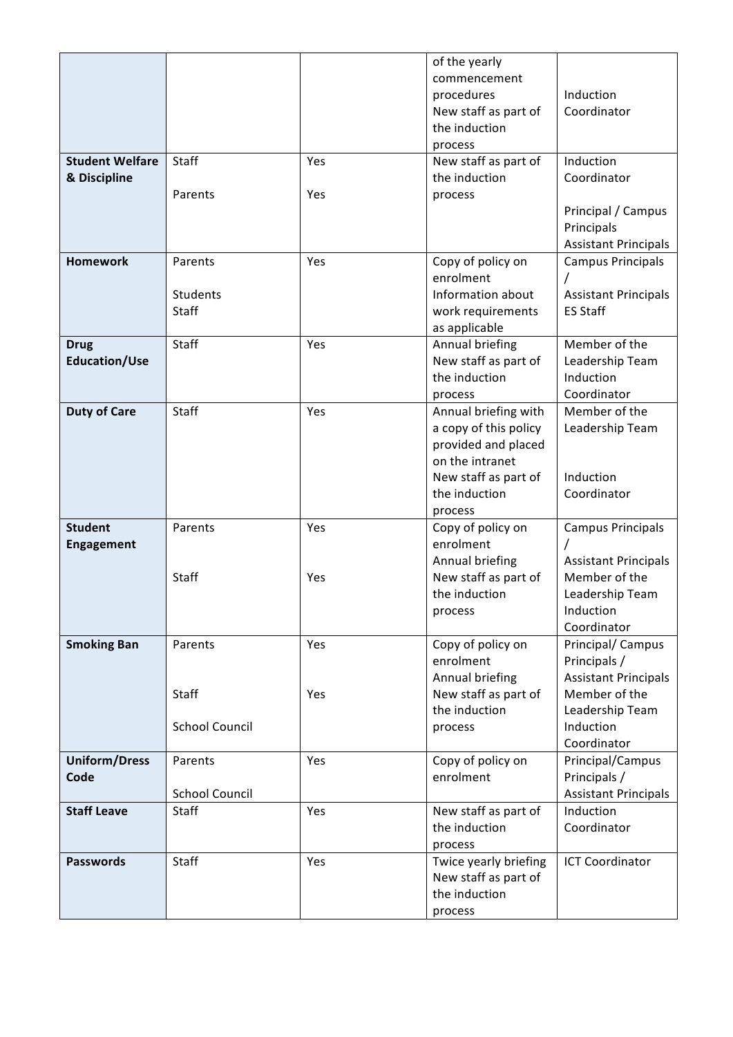| | | | | |
|---|---|---|---|---|
| | | | of the yearly commencement procedures<br>New staff as part of the induction process | Induction Coordinator |
| **Student Welfare & Discipline** | Staff<br><br>Parents | Yes<br><br>Yes | New staff as part of the induction process | Induction Coordinator<br><br>Principal / Campus Principals<br>Assistant Principals |
| **Homework** | Parents<br><br>Students<br>Staff | Yes | Copy of policy on enrolment<br>Information about work requirements as applicable | Campus Principals /<br>Assistant Principals<br>ES Staff |
| **Drug Education/Use** | Staff | Yes | Annual briefing<br>New staff as part of the induction process | Member of the Leadership Team<br>Induction Coordinator |
| **Duty of Care** | Staff | Yes | Annual briefing with a copy of this policy provided and placed on the intranet<br>New staff as part of the induction process | Member of the Leadership Team<br><br>Induction Coordinator |
| **Student Engagement** | Parents<br><br>Staff | Yes<br><br>Yes | Copy of policy on enrolment<br>Annual briefing<br>New staff as part of the induction process | Campus Principals /<br>Assistant Principals<br>Member of the Leadership Team<br>Induction Coordinator |
| **Smoking Ban** | Parents<br><br>Staff<br><br>School Council | Yes<br><br>Yes | Copy of policy on enrolment<br>Annual briefing<br>New staff as part of the induction process | Principal/ Campus Principals /<br>Assistant Principals<br>Member of the Leadership Team<br>Induction Coordinator |
| **Uniform/Dress Code** | Parents<br><br>School Council | Yes | Copy of policy on enrolment | Principal/Campus Principals /<br>Assistant Principals |
| **Staff Leave** | Staff | Yes | New staff as part of the induction process | Induction Coordinator |
| **Passwords** | Staff | Yes | Twice yearly briefing<br>New staff as part of the induction process | ICT Coordinator |